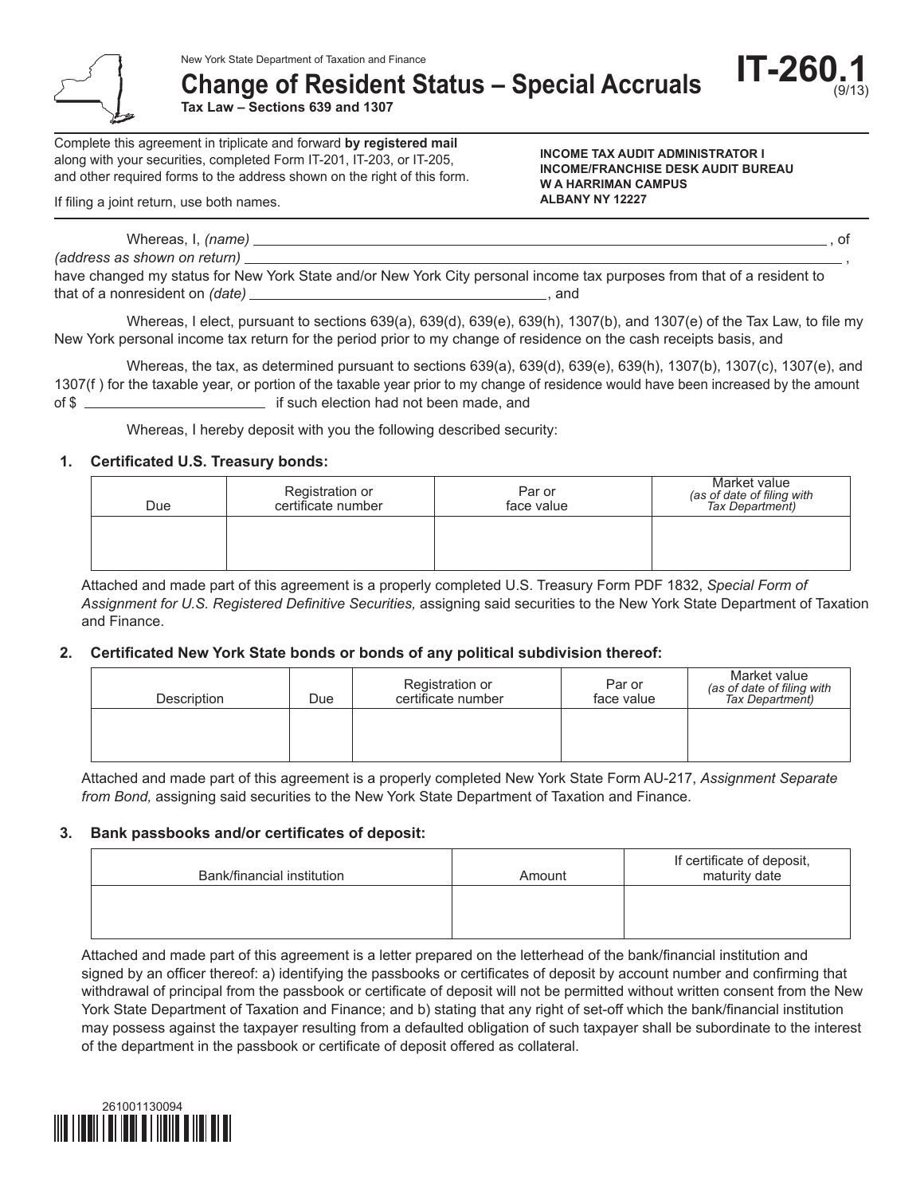New York State Department of Taxation and Finance

# Change of Resident Status – Special Accruals

**Tax Law – Sections 639 and 1307**

**IT-260.1** (9/13)

Complete this agreement in triplicate and forward **by registered mail** along with your securities, completed Form IT-201, IT-203, or IT-205, and other required forms to the address shown on the right of this form.

If filing a joint return, use both names.

**INCOME TAX AUDIT ADMINISTRATOR I**
**INCOME/FRANCHISE DESK AUDIT BUREAU**
**W A HARRIMAN CAMPUS**
**ALBANY NY 12227**

Whereas, I, *(name)* ______________________________, of *(address as shown on return)* ______________________________, have changed my status for New York State and/or New York City personal income tax purposes from that of a resident to that of a nonresident on *(date)* ______________________, and

Whereas, I elect, pursuant to sections 639(a), 639(d), 639(e), 639(h), 1307(b), and 1307(e) of the Tax Law, to file my New York personal income tax return for the period prior to my change of residence on the cash receipts basis, and

Whereas, the tax, as determined pursuant to sections 639(a), 639(d), 639(e), 639(h), 1307(b), 1307(c), 1307(e), and 1307(f ) for the taxable year, or portion of the taxable year prior to my change of residence would have been increased by the amount of $ ______________ if such election had not been made, and

Whereas, I hereby deposit with you the following described security:

## 1. Certificated U.S. Treasury bonds:

| Due | Registration or certificate number | Par or face value | Market value *(as of date of filing with Tax Department)* |
|---|---|---|---|
| | | | |

Attached and made part of this agreement is a properly completed U.S. Treasury Form PDF 1832, *Special Form of Assignment for U.S. Registered Definitive Securities,* assigning said securities to the New York State Department of Taxation and Finance.

## 2. Certificated New York State bonds or bonds of any political subdivision thereof:

| Description | Due | Registration or certificate number | Par or face value | Market value *(as of date of filing with Tax Department)* |
|---|---|---|---|---|
| | | | | |

Attached and made part of this agreement is a properly completed New York State Form AU-217, *Assignment Separate from Bond,* assigning said securities to the New York State Department of Taxation and Finance.

## 3. Bank passbooks and/or certificates of deposit:

| Bank/financial institution | Amount | If certificate of deposit, maturity date |
|---|---|---|
| | | |

Attached and made part of this agreement is a letter prepared on the letterhead of the bank/financial institution and signed by an officer thereof: a) identifying the passbooks or certificates of deposit by account number and confirming that withdrawal of principal from the passbook or certificate of deposit will not be permitted without written consent from the New York State Department of Taxation and Finance; and b) stating that any right of set-off which the bank/financial institution may possess against the taxpayer resulting from a defaulted obligation of such taxpayer shall be subordinate to the interest of the department in the passbook or certificate of deposit offered as collateral.

261001130094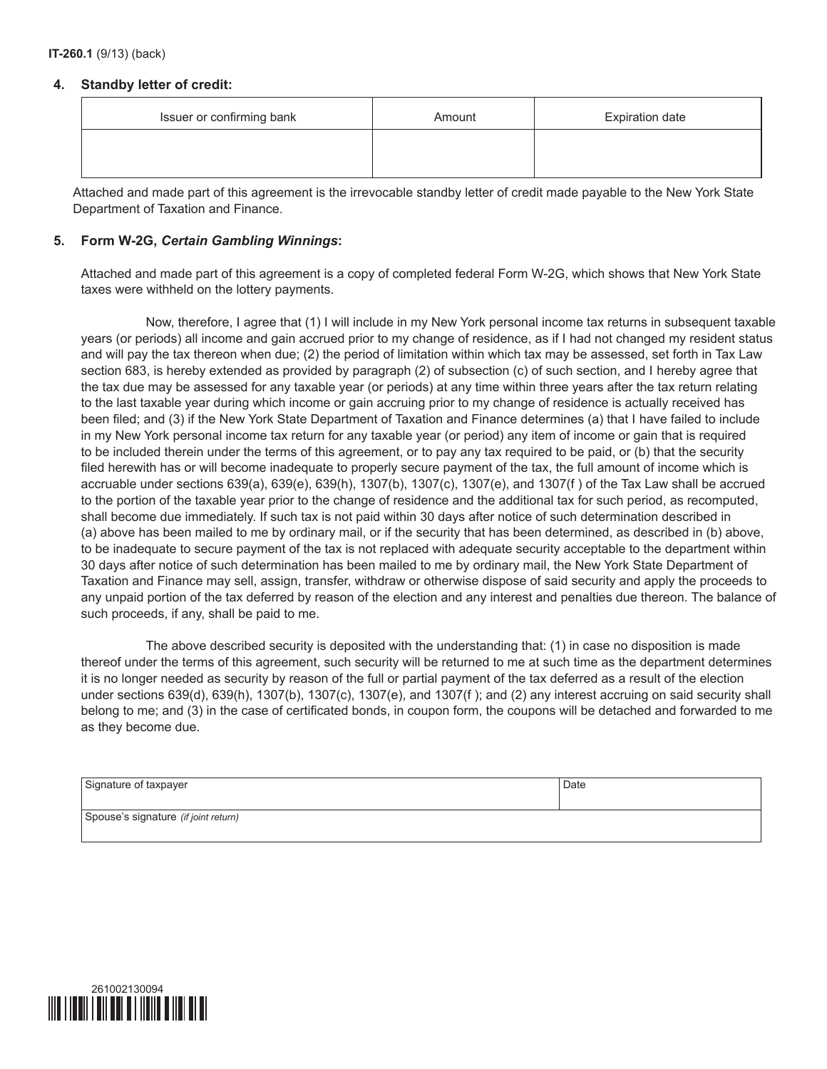**4. Standby letter of credit:**

| Issuer or confirming bank | Amount | Expiration date |
|---|---|---|
| | | |

Attached and made part of this agreement is the irrevocable standby letter of credit made payable to the New York State Department of Taxation and Finance.

**5. Form W-2G, *Certain Gambling Winnings*:**

Attached and made part of this agreement is a copy of completed federal Form W-2G, which shows that New York State taxes were withheld on the lottery payments.

Now, therefore, I agree that (1) I will include in my New York personal income tax returns in subsequent taxable years (or periods) all income and gain accrued prior to my change of residence, as if I had not changed my resident status and will pay the tax thereon when due; (2) the period of limitation within which tax may be assessed, set forth in Tax Law section 683, is hereby extended as provided by paragraph (2) of subsection (c) of such section, and I hereby agree that the tax due may be assessed for any taxable year (or periods) at any time within three years after the tax return relating to the last taxable year during which income or gain accruing prior to my change of residence is actually received has been filed; and (3) if the New York State Department of Taxation and Finance determines (a) that I have failed to include in my New York personal income tax return for any taxable year (or period) any item of income or gain that is required to be included therein under the terms of this agreement, or to pay any tax required to be paid, or (b) that the security filed herewith has or will become inadequate to properly secure payment of the tax, the full amount of income which is accruable under sections 639(a), 639(e), 639(h), 1307(b), 1307(c), 1307(e), and 1307(f ) of the Tax Law shall be accrued to the portion of the taxable year prior to the change of residence and the additional tax for such period, as recomputed, shall become due immediately. If such tax is not paid within 30 days after notice of such determination described in (a) above has been mailed to me by ordinary mail, or if the security that has been determined, as described in (b) above, to be inadequate to secure payment of the tax is not replaced with adequate security acceptable to the department within 30 days after notice of such determination has been mailed to me by ordinary mail, the New York State Department of Taxation and Finance may sell, assign, transfer, withdraw or otherwise dispose of said security and apply the proceeds to any unpaid portion of the tax deferred by reason of the election and any interest and penalties due thereon. The balance of such proceeds, if any, shall be paid to me.

The above described security is deposited with the understanding that: (1) in case no disposition is made thereof under the terms of this agreement, such security will be returned to me at such time as the department determines it is no longer needed as security by reason of the full or partial payment of the tax deferred as a result of the election under sections 639(d), 639(h), 1307(b), 1307(c), 1307(e), and 1307(f ); and (2) any interest accruing on said security shall belong to me; and (3) in the case of certificated bonds, in coupon form, the coupons will be detached and forwarded to me as they become due.

| Signature of taxpayer | Date |
|---|---|
| Spouse's signature *(if joint return)* | |

261002130094